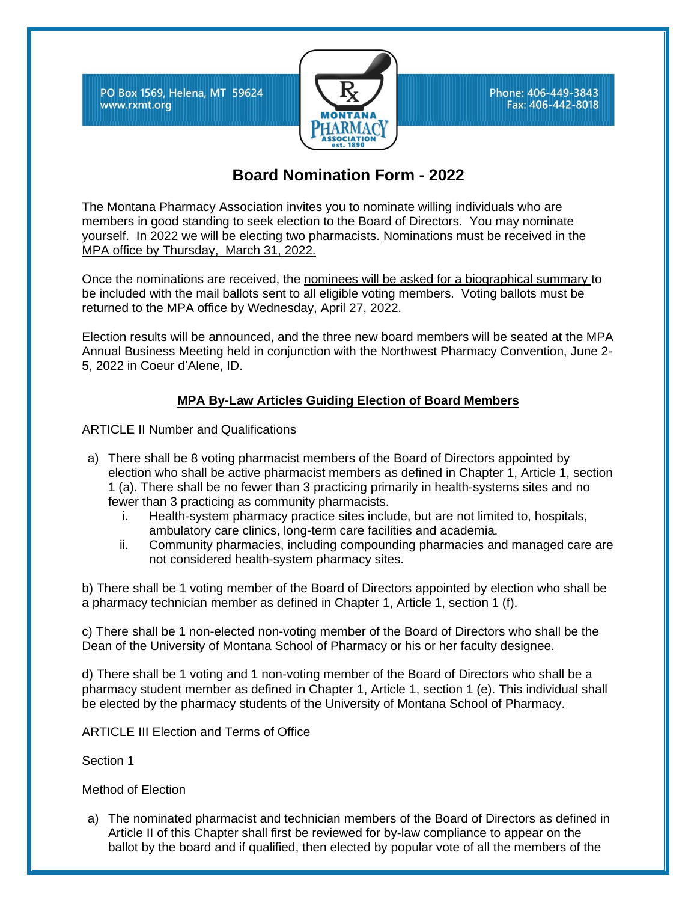PO Box 1569, Helena, MT 59624
www.rxmt.org

Phone: 406-449-3843
Fax: 406-442-8018

# Board Nomination Form - 2022

The Montana Pharmacy Association invites you to nominate willing individuals who are members in good standing to seek election to the Board of Directors. You may nominate yourself. In 2022 we will be electing two pharmacists. Nominations must be received in the MPA office by Thursday, March 31, 2022.

Once the nominations are received, the nominees will be asked for a biographical summary to be included with the mail ballots sent to all eligible voting members. Voting ballots must be returned to the MPA office by Wednesday, April 27, 2022.

Election results will be announced, and the three new board members will be seated at the MPA Annual Business Meeting held in conjunction with the Northwest Pharmacy Convention, June 2-5, 2022 in Coeur d'Alene, ID.

## MPA By-Law Articles Guiding Election of Board Members

ARTICLE II Number and Qualifications

a) There shall be 8 voting pharmacist members of the Board of Directors appointed by election who shall be active pharmacist members as defined in Chapter 1, Article 1, section 1 (a). There shall be no fewer than 3 practicing primarily in health-systems sites and no fewer than 3 practicing as community pharmacists.
   i. Health-system pharmacy practice sites include, but are not limited to, hospitals, ambulatory care clinics, long-term care facilities and academia.
   ii. Community pharmacies, including compounding pharmacies and managed care are not considered health-system pharmacy sites.

b) There shall be 1 voting member of the Board of Directors appointed by election who shall be a pharmacy technician member as defined in Chapter 1, Article 1, section 1 (f).

c) There shall be 1 non-elected non-voting member of the Board of Directors who shall be the Dean of the University of Montana School of Pharmacy or his or her faculty designee.

d) There shall be 1 voting and 1 non-voting member of the Board of Directors who shall be a pharmacy student member as defined in Chapter 1, Article 1, section 1 (e). This individual shall be elected by the pharmacy students of the University of Montana School of Pharmacy.

ARTICLE III Election and Terms of Office

Section 1

Method of Election

a) The nominated pharmacist and technician members of the Board of Directors as defined in Article II of this Chapter shall first be reviewed for by-law compliance to appear on the ballot by the board and if qualified, then elected by popular vote of all the members of the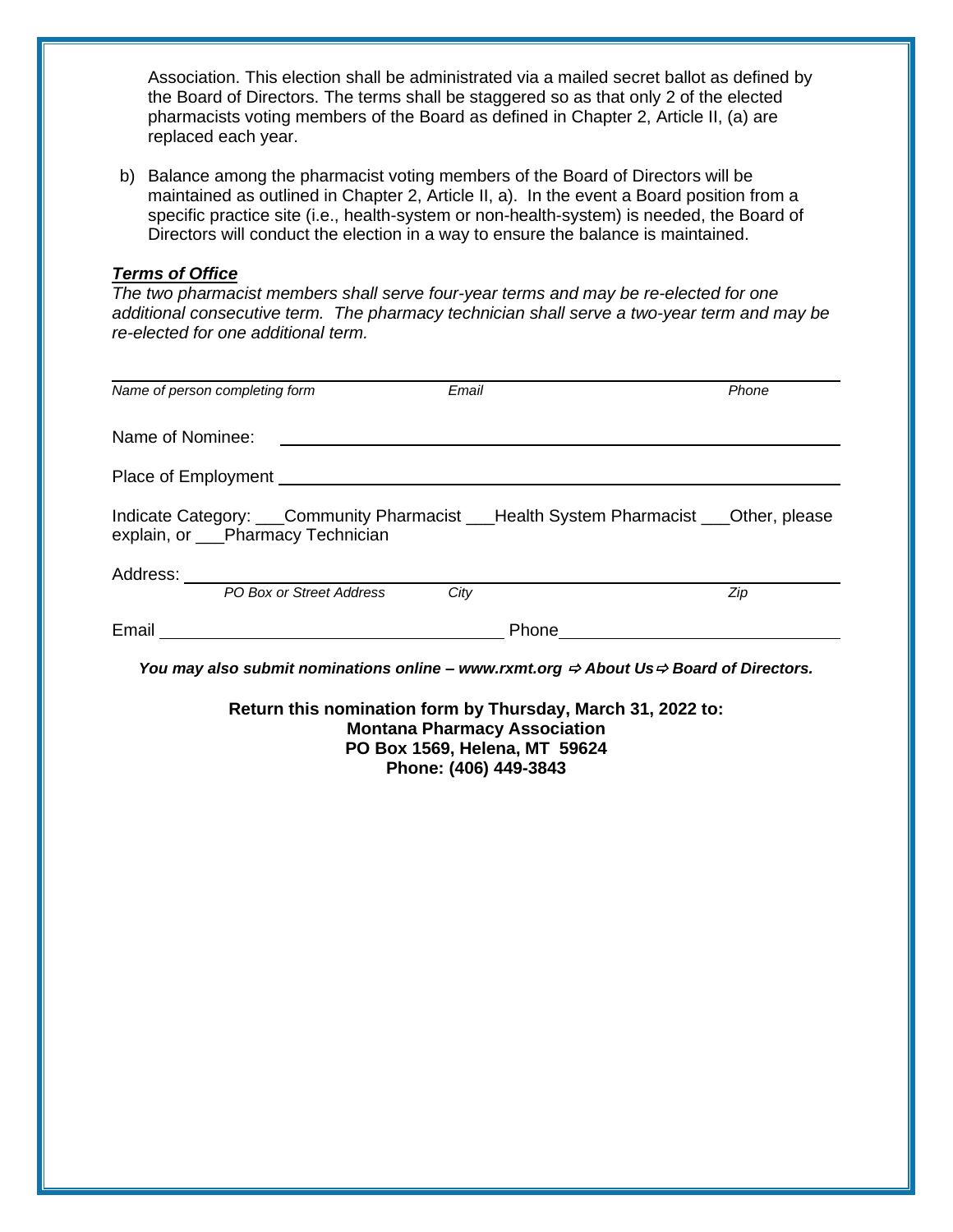Association. This election shall be administrated via a mailed secret ballot as defined by the Board of Directors. The terms shall be staggered so as that only 2 of the elected pharmacists voting members of the Board as defined in Chapter 2, Article II, (a) are replaced each year.

b) Balance among the pharmacist voting members of the Board of Directors will be maintained as outlined in Chapter 2, Article II, a). In the event a Board position from a specific practice site (i.e., health-system or non-health-system) is needed, the Board of Directors will conduct the election in a way to ensure the balance is maintained.

***Terms of Office***

*The two pharmacist members shall serve four-year terms and may be re-elected for one additional consecutive term. The pharmacy technician shall serve a two-year term and may be re-elected for one additional term.*

______________________________________________________________________

*Name of person completing form* *Email* *Phone*

Name of Nominee: ______________________________________________________

Place of Employment ____________________________________________________

Indicate Category: ___Community Pharmacist ___Health System Pharmacist ___Other, please explain, or ___Pharmacy Technician

Address: ______________________________________________________________

*PO Box or Street Address* *City* *Zip*

Email ___________________________________ Phone ___________________________

***You may also submit nominations online – www.rxmt.org ⇨ About Us ⇨ Board of Directors.***

**Return this nomination form by Thursday, March 31, 2022 to:**
**Montana Pharmacy Association**
**PO Box 1569, Helena, MT 59624**
**Phone: (406) 449-3843**